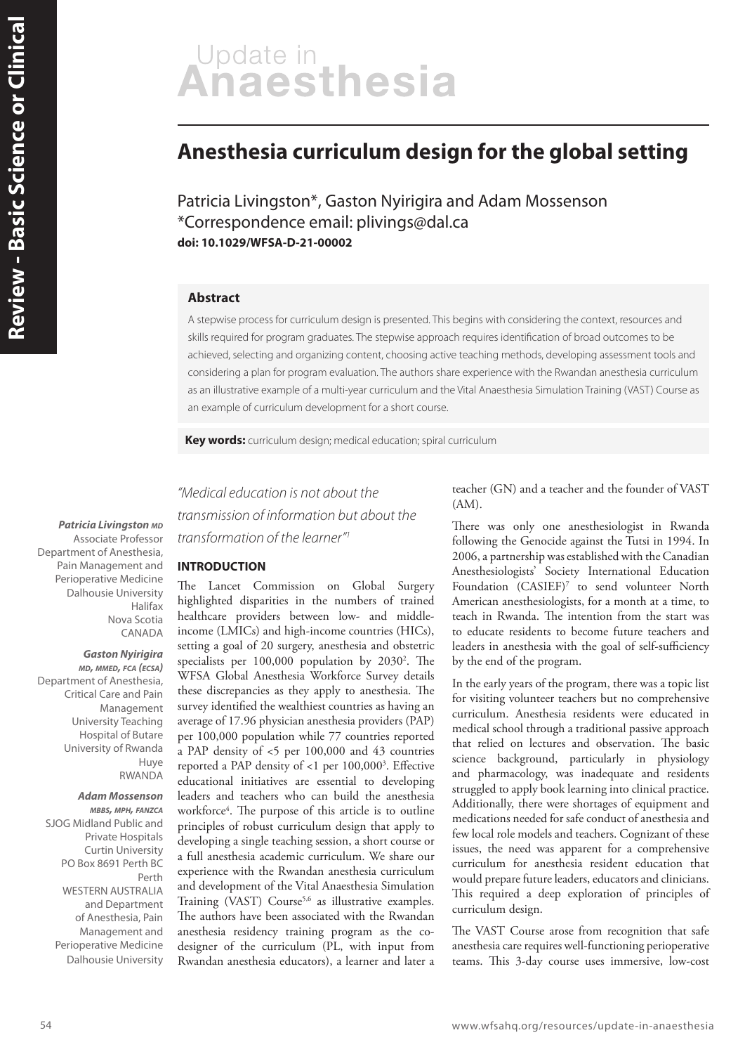# Anesthesia curriculum design for the global setting

Patricia Livingston*, Gaston Nyirigira and Adam Mossenson

*Correspondence email: plivings@dal.ca

**doi: 10.1029/WFSA-D-21-00002**

## Abstract

A stepwise process for curriculum design is presented. This begins with considering the context, resources and skills required for program graduates. The stepwise approach requires identification of broad outcomes to be achieved, selecting and organizing content, choosing active teaching methods, developing assessment tools and considering a plan for program evaluation. The authors share experience with the Rwandan anesthesia curriculum as an illustrative example of a multi-year curriculum and the Vital Anaesthesia Simulation Training (VAST) Course as an example of curriculum development for a short course.

**Key words:** curriculum design; medical education; spiral curriculum

***Patricia Livingston*** *MD*
Associate Professor
Department of Anesthesia, Pain Management and Perioperative Medicine
Dalhousie University
Halifax
Nova Scotia
CANADA

***Gaston Nyirigira*** *MD, MMED, FCA (ECSA)*
Department of Anesthesia, Critical Care and Pain Management
University Teaching Hospital of Butare
University of Rwanda
Huye
RWANDA

***Adam Mossenson*** *MBBS, MPH, FANZCA*
SJOG Midland Public and Private Hospitals
Curtin University
PO Box 8691 Perth BC
Perth
WESTERN AUSTRALIA
and Department of Anesthesia, Pain Management and Perioperative Medicine
Dalhousie University

*"Medical education is not about the transmission of information but about the transformation of the learner"*[1]

## INTRODUCTION

The Lancet Commission on Global Surgery highlighted disparities in the numbers of trained healthcare providers between low- and middle-income (LMICs) and high-income countries (HICs), setting a goal of 20 surgery, anesthesia and obstetric specialists per 100,000 population by 2030[2]. The WFSA Global Anesthesia Workforce Survey details these discrepancies as they apply to anesthesia. The survey identified the wealthiest countries as having an average of 17.96 physician anesthesia providers (PAP) per 100,000 population while 77 countries reported a PAP density of <5 per 100,000 and 43 countries reported a PAP density of <1 per 100,000[3]. Effective educational initiatives are essential to developing leaders and teachers who can build the anesthesia workforce[4]. The purpose of this article is to outline principles of robust curriculum design that apply to developing a single teaching session, a short course or a full anesthesia academic curriculum. We share our experience with the Rwandan anesthesia curriculum and development of the Vital Anaesthesia Simulation Training (VAST) Course[5,6] as illustrative examples. The authors have been associated with the Rwandan anesthesia residency training program as the co-designer of the curriculum (PL, with input from Rwandan anesthesia educators), a learner and later a teacher (GN) and a teacher and the founder of VAST (AM).

There was only one anesthesiologist in Rwanda following the Genocide against the Tutsi in 1994. In 2006, a partnership was established with the Canadian Anesthesiologists' Society International Education Foundation (CASIEF)[7] to send volunteer North American anesthesiologists, for a month at a time, to teach in Rwanda. The intention from the start was to educate residents to become future teachers and leaders in anesthesia with the goal of self-sufficiency by the end of the program.

In the early years of the program, there was a topic list for visiting volunteer teachers but no comprehensive curriculum. Anesthesia residents were educated in medical school through a traditional passive approach that relied on lectures and observation. The basic science background, particularly in physiology and pharmacology, was inadequate and residents struggled to apply book learning into clinical practice. Additionally, there were shortages of equipment and medications needed for safe conduct of anesthesia and few local role models and teachers. Cognizant of these issues, the need was apparent for a comprehensive curriculum for anesthesia resident education that would prepare future leaders, educators and clinicians. This required a deep exploration of principles of curriculum design.

The VAST Course arose from recognition that safe anesthesia care requires well-functioning perioperative teams. This 3-day course uses immersive, low-cost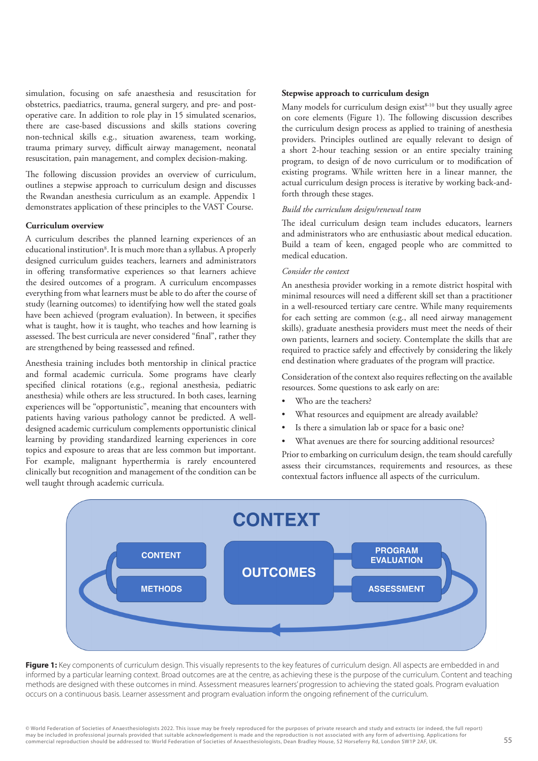simulation, focusing on safe anaesthesia and resuscitation for obstetrics, paediatrics, trauma, general surgery, and pre- and post-operative care. In addition to role play in 15 simulated scenarios, there are case-based discussions and skills stations covering non-technical skills e.g., situation awareness, team working, trauma primary survey, difficult airway management, neonatal resuscitation, pain management, and complex decision-making.

The following discussion provides an overview of curriculum, outlines a stepwise approach to curriculum design and discusses the Rwandan anesthesia curriculum as an example. Appendix 1 demonstrates application of these principles to the VAST Course.

**Curriculum overview**

A curriculum describes the planned learning experiences of an educational institution[8]. It is much more than a syllabus. A properly designed curriculum guides teachers, learners and administrators in offering transformative experiences so that learners achieve the desired outcomes of a program. A curriculum encompasses everything from what learners must be able to do after the course of study (learning outcomes) to identifying how well the stated goals have been achieved (program evaluation). In between, it specifies what is taught, how it is taught, who teaches and how learning is assessed. The best curricula are never considered "final", rather they are strengthened by being reassessed and refined.

Anesthesia training includes both mentorship in clinical practice and formal academic curricula. Some programs have clearly specified clinical rotations (e.g., regional anesthesia, pediatric anesthesia) while others are less structured. In both cases, learning experiences will be "opportunistic", meaning that encounters with patients having various pathology cannot be predicted. A well-designed academic curriculum complements opportunistic clinical learning by providing standardized learning experiences in core topics and exposure to areas that are less common but important. For example, malignant hyperthermia is rarely encountered clinically but recognition and management of the condition can be well taught through academic curricula.

**Stepwise approach to curriculum design**

Many models for curriculum design exist[8-10] but they usually agree on core elements (Figure 1). The following discussion describes the curriculum design process as applied to training of anesthesia providers. Principles outlined are equally relevant to design of a short 2-hour teaching session or an entire specialty training program, to design of de novo curriculum or to modification of existing programs. While written here in a linear manner, the actual curriculum design process is iterative by working back-and-forth through these stages.

*Build the curriculum design/renewal team*

The ideal curriculum design team includes educators, learners and administrators who are enthusiastic about medical education. Build a team of keen, engaged people who are committed to medical education.

*Consider the context*

An anesthesia provider working in a remote district hospital with minimal resources will need a different skill set than a practitioner in a well-resourced tertiary care centre. While many requirements for each setting are common (e.g., all need airway management skills), graduate anesthesia providers must meet the needs of their own patients, learners and society. Contemplate the skills that are required to practice safely and effectively by considering the likely end destination where graduates of the program will practice.

Consideration of the context also requires reflecting on the available resources. Some questions to ask early on are:

- Who are the teachers?
- What resources and equipment are already available?
- Is there a simulation lab or space for a basic one?
- What avenues are there for sourcing additional resources?

Prior to embarking on curriculum design, the team should carefully assess their circumstances, requirements and resources, as these contextual factors influence all aspects of the curriculum.

CONTEXT

CONTENT | METHODS | OUTCOMES | PROGRAM EVALUATION | ASSESSMENT

**Figure 1:** Key components of curriculum design. This visually represents to the key features of curriculum design. All aspects are embedded in and informed by a particular learning context. Broad outcomes are at the centre, as achieving these is the purpose of the curriculum. Content and teaching methods are designed with these outcomes in mind. Assessment measures learners' progression to achieving the stated goals. Program evaluation occurs on a continuous basis. Learner assessment and program evaluation inform the ongoing refinement of the curriculum.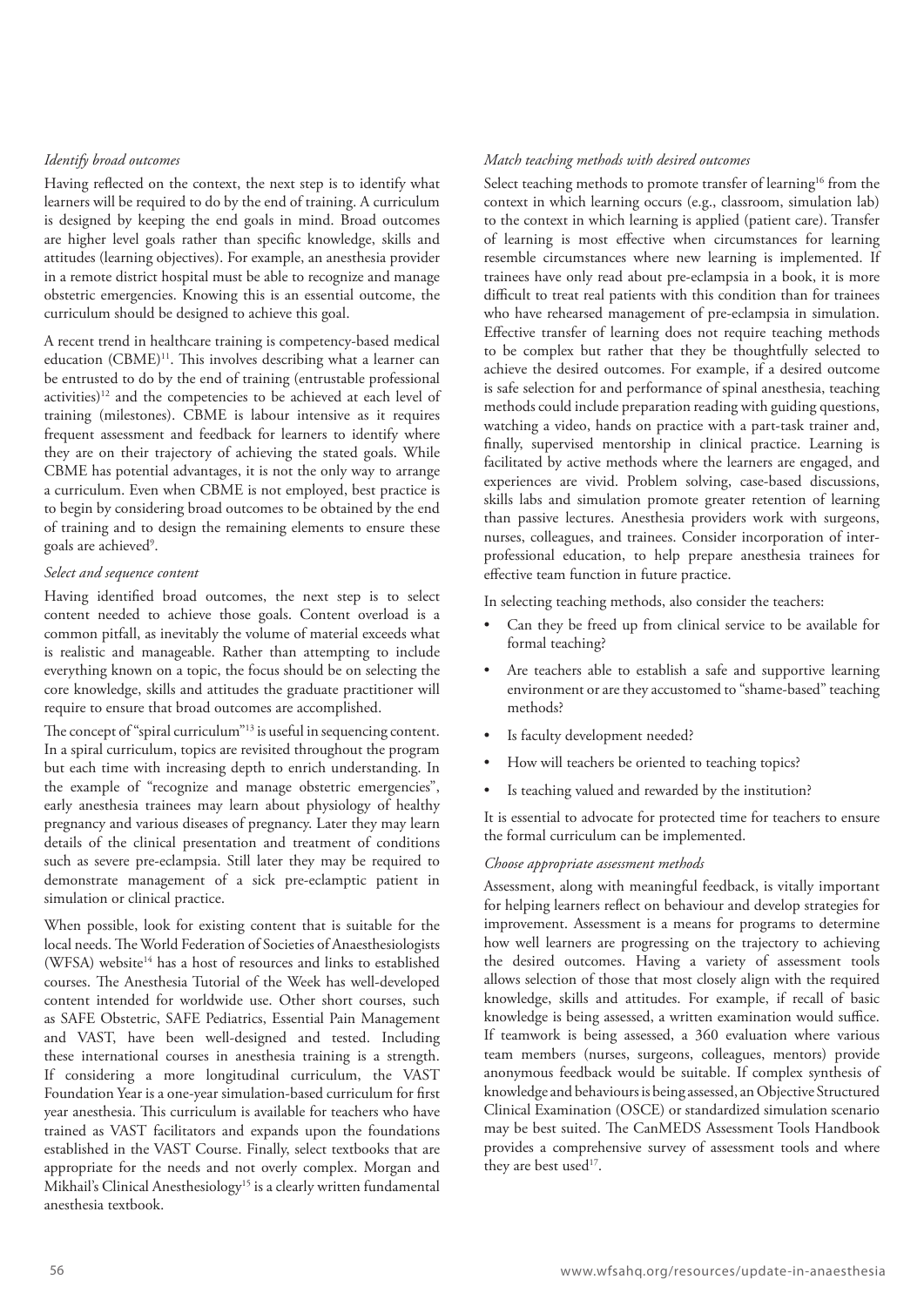*Identify broad outcomes*

Having reflected on the context, the next step is to identify what learners will be required to do by the end of training. A curriculum is designed by keeping the end goals in mind. Broad outcomes are higher level goals rather than specific knowledge, skills and attitudes (learning objectives). For example, an anesthesia provider in a remote district hospital must be able to recognize and manage obstetric emergencies. Knowing this is an essential outcome, the curriculum should be designed to achieve this goal.

A recent trend in healthcare training is competency-based medical education (CBME)[11]. This involves describing what a learner can be entrusted to do by the end of training (entrustable professional activities)[12] and the competencies to be achieved at each level of training (milestones). CBME is labour intensive as it requires frequent assessment and feedback for learners to identify where they are on their trajectory of achieving the stated goals. While CBME has potential advantages, it is not the only way to arrange a curriculum. Even when CBME is not employed, best practice is to begin by considering broad outcomes to be obtained by the end of training and to design the remaining elements to ensure these goals are achieved[9].

*Select and sequence content*

Having identified broad outcomes, the next step is to select content needed to achieve those goals. Content overload is a common pitfall, as inevitably the volume of material exceeds what is realistic and manageable. Rather than attempting to include everything known on a topic, the focus should be on selecting the core knowledge, skills and attitudes the graduate practitioner will require to ensure that broad outcomes are accomplished.

The concept of "spiral curriculum"[13] is useful in sequencing content. In a spiral curriculum, topics are revisited throughout the program but each time with increasing depth to enrich understanding. In the example of "recognize and manage obstetric emergencies", early anesthesia trainees may learn about physiology of healthy pregnancy and various diseases of pregnancy. Later they may learn details of the clinical presentation and treatment of conditions such as severe pre-eclampsia. Still later they may be required to demonstrate management of a sick pre-eclamptic patient in simulation or clinical practice.

When possible, look for existing content that is suitable for the local needs. The World Federation of Societies of Anaesthesiologists (WFSA) website[14] has a host of resources and links to established courses. The Anesthesia Tutorial of the Week has well-developed content intended for worldwide use. Other short courses, such as SAFE Obstetric, SAFE Pediatrics, Essential Pain Management and VAST, have been well-designed and tested. Including these international courses in anesthesia training is a strength. If considering a more longitudinal curriculum, the VAST Foundation Year is a one-year simulation-based curriculum for first year anesthesia. This curriculum is available for teachers who have trained as VAST facilitators and expands upon the foundations established in the VAST Course. Finally, select textbooks that are appropriate for the needs and not overly complex. Morgan and Mikhail's Clinical Anesthesiology[15] is a clearly written fundamental anesthesia textbook.

*Match teaching methods with desired outcomes*

Select teaching methods to promote transfer of learning[16] from the context in which learning occurs (e.g., classroom, simulation lab) to the context in which learning is applied (patient care). Transfer of learning is most effective when circumstances for learning resemble circumstances where new learning is implemented. If trainees have only read about pre-eclampsia in a book, it is more difficult to treat real patients with this condition than for trainees who have rehearsed management of pre-eclampsia in simulation. Effective transfer of learning does not require teaching methods to be complex but rather that they be thoughtfully selected to achieve the desired outcomes. For example, if a desired outcome is safe selection for and performance of spinal anesthesia, teaching methods could include preparation reading with guiding questions, watching a video, hands on practice with a part-task trainer and, finally, supervised mentorship in clinical practice. Learning is facilitated by active methods where the learners are engaged, and experiences are vivid. Problem solving, case-based discussions, skills labs and simulation promote greater retention of learning than passive lectures. Anesthesia providers work with surgeons, nurses, colleagues, and trainees. Consider incorporation of inter-professional education, to help prepare anesthesia trainees for effective team function in future practice.

In selecting teaching methods, also consider the teachers:

- Can they be freed up from clinical service to be available for formal teaching?
- Are teachers able to establish a safe and supportive learning environment or are they accustomed to "shame-based" teaching methods?
- Is faculty development needed?
- How will teachers be oriented to teaching topics?
- Is teaching valued and rewarded by the institution?

It is essential to advocate for protected time for teachers to ensure the formal curriculum can be implemented.

*Choose appropriate assessment methods*

Assessment, along with meaningful feedback, is vitally important for helping learners reflect on behaviour and develop strategies for improvement. Assessment is a means for programs to determine how well learners are progressing on the trajectory to achieving the desired outcomes. Having a variety of assessment tools allows selection of those that most closely align with the required knowledge, skills and attitudes. For example, if recall of basic knowledge is being assessed, a written examination would suffice. If teamwork is being assessed, a 360 evaluation where various team members (nurses, surgeons, colleagues, mentors) provide anonymous feedback would be suitable. If complex synthesis of knowledge and behaviours is being assessed, an Objective Structured Clinical Examination (OSCE) or standardized simulation scenario may be best suited. The CanMEDS Assessment Tools Handbook provides a comprehensive survey of assessment tools and where they are best used[17].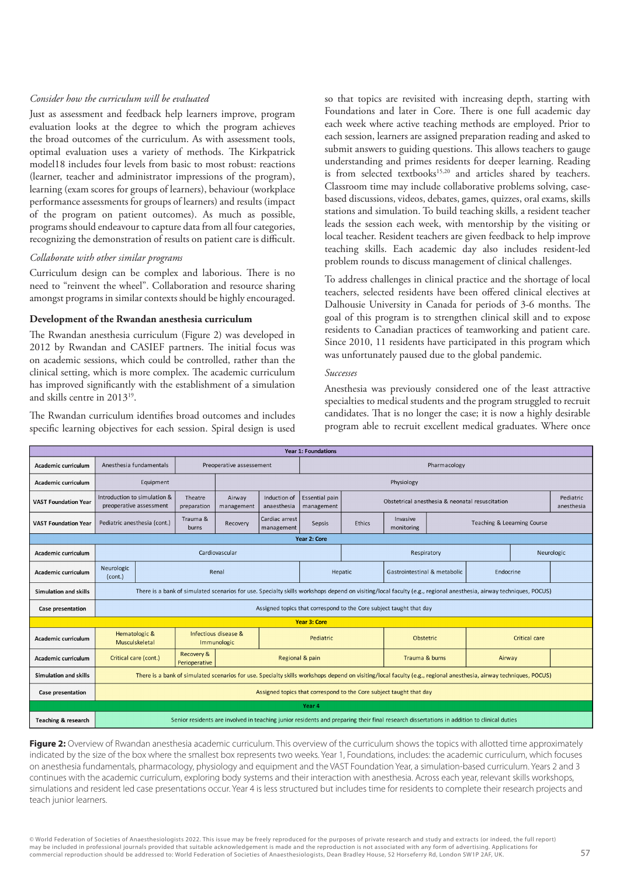*Consider how the curriculum will be evaluated*

Just as assessment and feedback help learners improve, program evaluation looks at the degree to which the program achieves the broad outcomes of the curriculum. As with assessment tools, optimal evaluation uses a variety of methods. The Kirkpatrick model18 includes four levels from basic to most robust: reactions (learner, teacher and administrator impressions of the program), learning (exam scores for groups of learners), behaviour (workplace performance assessments for groups of learners) and results (impact of the program on patient outcomes). As much as possible, programs should endeavour to capture data from all four categories, recognizing the demonstration of results on patient care is difficult.

*Collaborate with other similar programs*

Curriculum design can be complex and laborious. There is no need to "reinvent the wheel". Collaboration and resource sharing amongst programs in similar contexts should be highly encouraged.

### Development of the Rwandan anesthesia curriculum

The Rwandan anesthesia curriculum (Figure 2) was developed in 2012 by Rwandan and CASIEF partners. The initial focus was on academic sessions, which could be controlled, rather than the clinical setting, which is more complex. The academic curriculum has improved significantly with the establishment of a simulation and skills centre in 2013[19].

The Rwandan curriculum identifies broad outcomes and includes specific learning objectives for each session. Spiral design is used so that topics are revisited with increasing depth, starting with Foundations and later in Core. There is one full academic day each week where active teaching methods are employed. Prior to each session, learners are assigned preparation reading and asked to submit answers to guiding questions. This allows teachers to gauge understanding and primes residents for deeper learning. Reading is from selected textbooks[15,20] and articles shared by teachers. Classroom time may include collaborative problems solving, case-based discussions, videos, debates, games, quizzes, oral exams, skills stations and simulation. To build teaching skills, a resident teacher leads the session each week, with mentorship by the visiting or local teacher. Resident teachers are given feedback to help improve teaching skills. Each academic day also includes resident-led problem rounds to discuss management of clinical challenges.

To address challenges in clinical practice and the shortage of local teachers, selected residents have been offered clinical electives at Dalhousie University in Canada for periods of 3-6 months. The goal of this program is to strengthen clinical skill and to expose residents to Canadian practices of teamworking and patient care. Since 2010, 11 residents have participated in this program which was unfortunately paused due to the global pandemic.

*Successes*

Anesthesia was previously considered one of the least attractive specialties to medical students and the program struggled to recruit candidates. That is no longer the case; it is now a highly desirable program able to recruit excellent medical graduates. Where once

| Year 1: Foundations | | | | | | | | | |
|---|---|---|---|---|---|---|---|---|---|
| Academic curriculum | Anesthesia fundamentals | Preoperative assessement | | | Pharmacology | | | | |
| Academic curriculum | Equipment | | Physiology | | | | | | |
| VAST Foundation Year | Introduction to simulation & preoperative assessment | Theatre preparation | Airway management | Induction of anaesthesia | Essential pain management | Obstetrical anesthesia & neonatal resuscitation | | | Pediatric anesthesia |
| VAST Foundation Year | Pediatric anesthesia (cont.) | Trauma & burns | Recovery | Cardiac arrest management | Sepsis | Ethics | Invasive monitoring | Teaching & Leearning Course | |
| **Year 2: Core** | | | | | | | | | |
| Academic curriculum | Cardiovascular | | | | Respiratory | | | Neurologic | |
| Academic curriculum | Neurologic (cont.) | Renal | | | Hepatic | Gastrointestinal & metabolic | Endocrine | | |
| Simulation and skills | There is a bank of simulated scenarios for use. Specialty skills workshops depend on visiting/local faculty (e.g., regional anesthesia, airway techniques, POCUS) | | | | | | | | |
| Case presentation | Assigned topics that correspond to the Core subject taught that day | | | | | | | | |
| **Year 3: Core** | | | | | | | | | |
| Academic curriculum | Hematologic & Musculskeletal | Infectious disease & Immunologic | | Pediatric | | Obstetric | Critical care | | |
| Academic curriculum | Critical care (cont.) | Recovery & Perioperative | Regional & pain | | | Trauma & burns | Airway | | |
| Simulation and skills | There is a bank of simulated scenarios for use. Specialty skills workshops depend on visiting/local faculty (e.g., regional anesthesia, airway techniques, POCUS) | | | | | | | | |
| Case presentation | Assigned topics that correspond to the Core subject taught that day | | | | | | | | |
| **Year 4** | | | | | | | | | |
| Teaching & research | Senior residents are involved in teaching junior residents and preparing their final research dissertations in addition to clinical duties | | | | | | | | |

**Figure 2:** Overview of Rwandan anesthesia academic curriculum. This overview of the curriculum shows the topics with allotted time approximately indicated by the size of the box where the smallest box represents two weeks. Year 1, Foundations, includes: the academic curriculum, which focuses on anesthesia fundamentals, pharmacology, physiology and equipment and the VAST Foundation Year, a simulation-based curriculum. Years 2 and 3 continues with the academic curriculum, exploring body systems and their interaction with anesthesia. Across each year, relevant skills workshops, simulations and resident led case presentations occur. Year 4 is less structured but includes time for residents to complete their research projects and teach junior learners.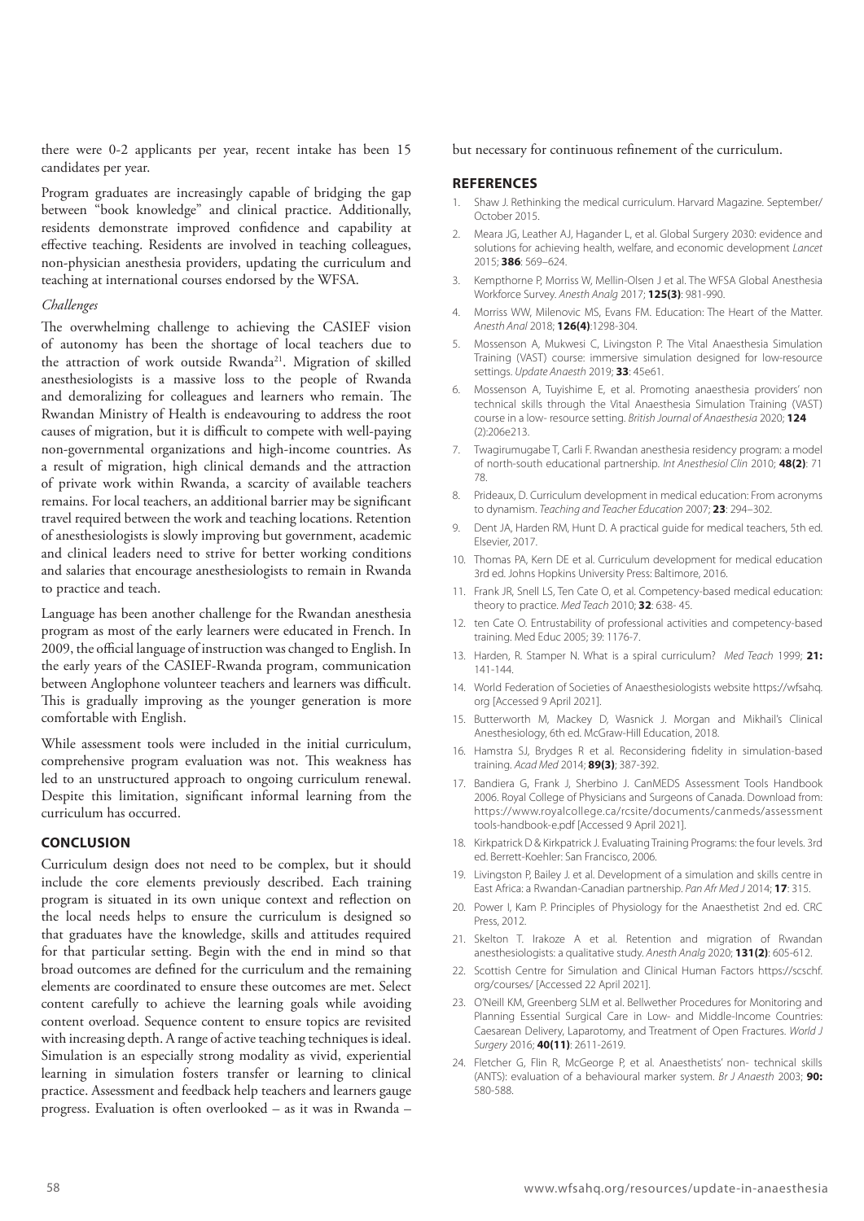there were 0-2 applicants per year, recent intake has been 15 candidates per year.

Program graduates are increasingly capable of bridging the gap between "book knowledge" and clinical practice. Additionally, residents demonstrate improved confidence and capability at effective teaching. Residents are involved in teaching colleagues, non-physician anesthesia providers, updating the curriculum and teaching at international courses endorsed by the WFSA.

*Challenges*

The overwhelming challenge to achieving the CASIEF vision of autonomy has been the shortage of local teachers due to the attraction of work outside Rwanda[21]. Migration of skilled anesthesiologists is a massive loss to the people of Rwanda and demoralizing for colleagues and learners who remain. The Rwandan Ministry of Health is endeavouring to address the root causes of migration, but it is difficult to compete with well-paying non-governmental organizations and high-income countries. As a result of migration, high clinical demands and the attraction of private work within Rwanda, a scarcity of available teachers remains. For local teachers, an additional barrier may be significant travel required between the work and teaching locations. Retention of anesthesiologists is slowly improving but government, academic and clinical leaders need to strive for better working conditions and salaries that encourage anesthesiologists to remain in Rwanda to practice and teach.

Language has been another challenge for the Rwandan anesthesia program as most of the early learners were educated in French. In 2009, the official language of instruction was changed to English. In the early years of the CASIEF-Rwanda program, communication between Anglophone volunteer teachers and learners was difficult. This is gradually improving as the younger generation is more comfortable with English.

While assessment tools were included in the initial curriculum, comprehensive program evaluation was not. This weakness has led to an unstructured approach to ongoing curriculum renewal. Despite this limitation, significant informal learning from the curriculum has occurred.

## CONCLUSION

Curriculum design does not need to be complex, but it should include the core elements previously described. Each training program is situated in its own unique context and reflection on the local needs helps to ensure the curriculum is designed so that graduates have the knowledge, skills and attitudes required for that particular setting. Begin with the end in mind so that broad outcomes are defined for the curriculum and the remaining elements are coordinated to ensure these outcomes are met. Select content carefully to achieve the learning goals while avoiding content overload. Sequence content to ensure topics are revisited with increasing depth. A range of active teaching techniques is ideal. Simulation is an especially strong modality as vivid, experiential learning in simulation fosters transfer or learning to clinical practice. Assessment and feedback help teachers and learners gauge progress. Evaluation is often overlooked – as it was in Rwanda – but necessary for continuous refinement of the curriculum.

## REFERENCES

1. Shaw J. Rethinking the medical curriculum. Harvard Magazine. September/October 2015.
2. Meara JG, Leather AJ, Hagander L, et al. Global Surgery 2030: evidence and solutions for achieving health, welfare, and economic development *Lancet* 2015; **386**: 569–624.
3. Kempthorne P, Morriss W, Mellin-Olsen J et al. The WFSA Global Anesthesia Workforce Survey. *Anesth Analg* 2017; **125(3)**: 981-990.
4. Morriss WW, Milenovic MS, Evans FM. Education: The Heart of the Matter. *Anesth Anal* 2018; **126(4)**:1298-304.
5. Mossenson A, Mukwesi C, Livingston P. The Vital Anaesthesia Simulation Training (VAST) course: immersive simulation designed for low-resource settings. *Update Anaesth* 2019; **33**: 45e61.
6. Mossenson A, Tuyishime E, et al. Promoting anaesthesia providers' non technical skills through the Vital Anaesthesia Simulation Training (VAST) course in a low- resource setting. *British Journal of Anaesthesia* 2020; **124** (2):206e213.
7. Twagirumugabe T, Carli F. Rwandan anesthesia residency program: a model of north-south educational partnership. *Int Anesthesiol Clin* 2010; **48(2)**: 71 78.
8. Prideaux, D. Curriculum development in medical education: From acronyms to dynamism. *Teaching and Teacher Education* 2007; **23**: 294–302.
9. Dent JA, Harden RM, Hunt D. A practical guide for medical teachers, 5th ed. Elsevier, 2017.
10. Thomas PA, Kern DE et al. Curriculum development for medical education 3rd ed. Johns Hopkins University Press: Baltimore, 2016.
11. Frank JR, Snell LS, Ten Cate O, et al. Competency-based medical education: theory to practice. *Med Teach* 2010; **32**: 638- 45.
12. ten Cate O. Entrustability of professional activities and competency-based training. Med Educ 2005; 39: 1176-7.
13. Harden, R. Stamper N. What is a spiral curriculum? *Med Teach* 1999; **21:** 141-144.
14. World Federation of Societies of Anaesthesiologists website https://wfsahq.org [Accessed 9 April 2021].
15. Butterworth M, Mackey D, Wasnick J. Morgan and Mikhail's Clinical Anesthesiology, 6th ed. McGraw-Hill Education, 2018.
16. Hamstra SJ, Brydges R et al. Reconsidering fidelity in simulation-based training. *Acad Med* 2014; **89(3)**; 387-392.
17. Bandiera G, Frank J, Sherbino J. CanMEDS Assessment Tools Handbook 2006. Royal College of Physicians and Surgeons of Canada. Download from: https://www.royalcollege.ca/rcsite/documents/canmeds/assessment tools-handbook-e.pdf [Accessed 9 April 2021].
18. Kirkpatrick D & Kirkpatrick J. Evaluating Training Programs: the four levels. 3rd ed. Berrett-Koehler: San Francisco, 2006.
19. Livingston P, Bailey J. et al. Development of a simulation and skills centre in East Africa: a Rwandan-Canadian partnership. *Pan Afr Med J* 2014; **17**: 315.
20. Power I, Kam P. Principles of Physiology for the Anaesthetist 2nd ed. CRC Press, 2012.
21. Skelton T. Irakoze A et al. Retention and migration of Rwandan anesthesiologists: a qualitative study. *Anesth Analg* 2020; **131(2)**: 605-612.
22. Scottish Centre for Simulation and Clinical Human Factors https://scschf.org/courses/ [Accessed 22 April 2021].
23. O'Neill KM, Greenberg SLM et al. Bellwether Procedures for Monitoring and Planning Essential Surgical Care in Low- and Middle-Income Countries: Caesarean Delivery, Laparotomy, and Treatment of Open Fractures. *World J Surgery* 2016; **40(11)**: 2611-2619.
24. Fletcher G, Flin R, McGeorge P, et al. Anaesthetists' non- technical skills (ANTS): evaluation of a behavioural marker system. *Br J Anaesth* 2003; **90:** 580-588.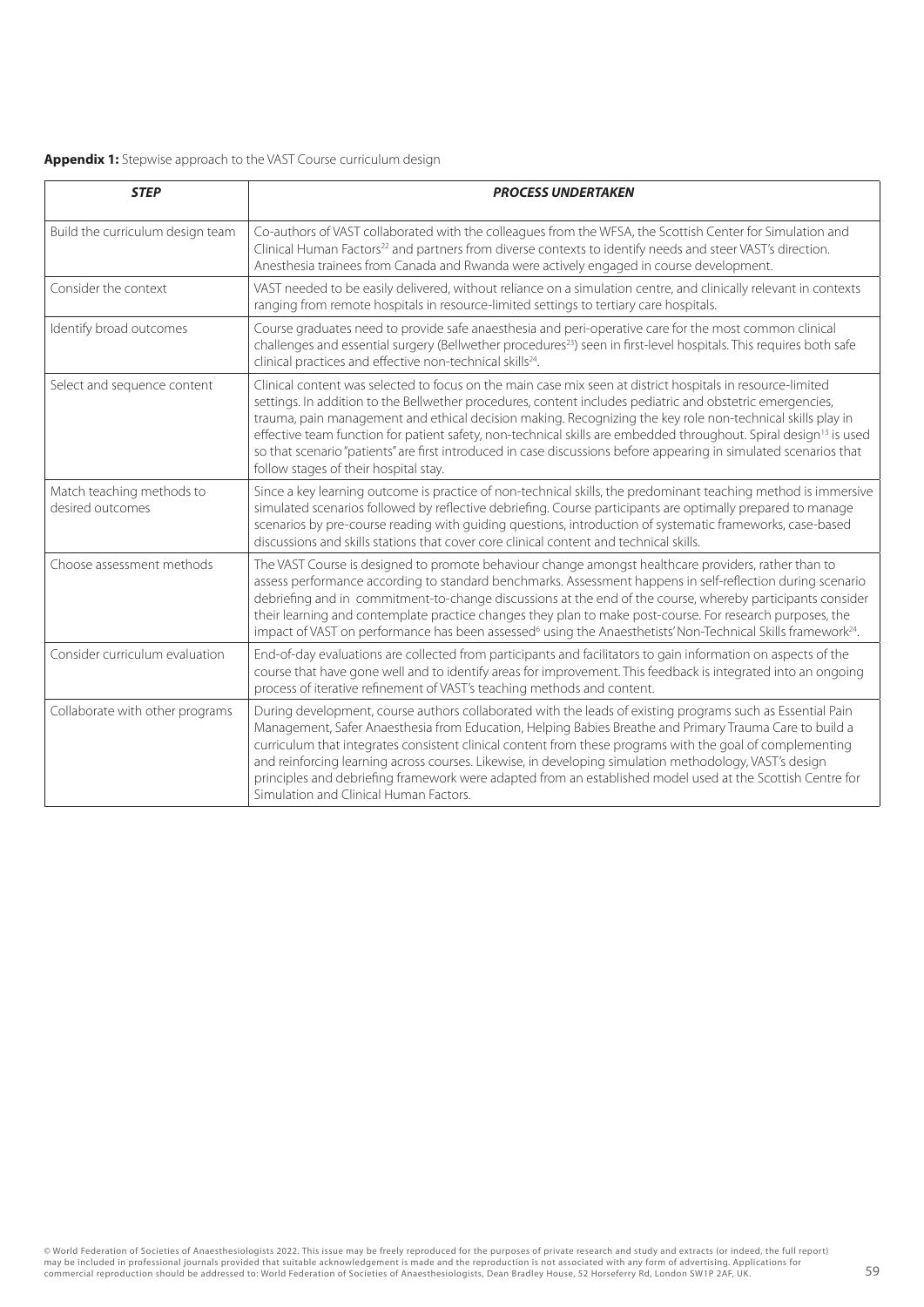**Appendix 1:** Stepwise approach to the VAST Course curriculum design

| ***STEP*** | ***PROCESS UNDERTAKEN*** |
|---|---|
| Build the curriculum design team | Co-authors of VAST collaborated with the colleagues from the WFSA, the Scottish Center for Simulation and Clinical Human Factors[22] and partners from diverse contexts to identify needs and steer VAST's direction. Anesthesia trainees from Canada and Rwanda were actively engaged in course development. |
| Consider the context | VAST needed to be easily delivered, without reliance on a simulation centre, and clinically relevant in contexts ranging from remote hospitals in resource-limited settings to tertiary care hospitals. |
| Identify broad outcomes | Course graduates need to provide safe anaesthesia and peri-operative care for the most common clinical challenges and essential surgery (Bellwether procedures[23]) seen in first-level hospitals. This requires both safe clinical practices and effective non-technical skills[24]. |
| Select and sequence content | Clinical content was selected to focus on the main case mix seen at district hospitals in resource-limited settings. In addition to the Bellwether procedures, content includes pediatric and obstetric emergencies, trauma, pain management and ethical decision making. Recognizing the key role non-technical skills play in effective team function for patient safety, non-technical skills are embedded throughout. Spiral design[13] is used so that scenario "patients" are first introduced in case discussions before appearing in simulated scenarios that follow stages of their hospital stay. |
| Match teaching methods to desired outcomes | Since a key learning outcome is practice of non-technical skills, the predominant teaching method is immersive simulated scenarios followed by reflective debriefing. Course participants are optimally prepared to manage scenarios by pre-course reading with guiding questions, introduction of systematic frameworks, case-based discussions and skills stations that cover core clinical content and technical skills. |
| Choose assessment methods | The VAST Course is designed to promote behaviour change amongst healthcare providers, rather than to assess performance according to standard benchmarks. Assessment happens in self-reflection during scenario debriefing and in commitment-to-change discussions at the end of the course, whereby participants consider their learning and contemplate practice changes they plan to make post-course. For research purposes, the impact of VAST on performance has been assessed[6] using the Anaesthetists' Non-Technical Skills framework[24]. |
| Consider curriculum evaluation | End-of-day evaluations are collected from participants and facilitators to gain information on aspects of the course that have gone well and to identify areas for improvement. This feedback is integrated into an ongoing process of iterative refinement of VAST's teaching methods and content. |
| Collaborate with other programs | During development, course authors collaborated with the leads of existing programs such as Essential Pain Management, Safer Anaesthesia from Education, Helping Babies Breathe and Primary Trauma Care to build a curriculum that integrates consistent clinical content from these programs with the goal of complementing and reinforcing learning across courses. Likewise, in developing simulation methodology, VAST's design principles and debriefing framework were adapted from an established model used at the Scottish Centre for Simulation and Clinical Human Factors. |

© World Federation of Societies of Anaesthesiologists 2022. This issue may be freely reproduced for the purposes of private research and study and extracts (or indeed, the full report) may be included in professional journals provided that suitable acknowledgement is made and the reproduction is not associated with any form of advertising. Applications for commercial reproduction should be addressed to: World Federation of Societies of Anaesthesiologists, Dean Bradley House, 52 Horseferry Rd, London SW1P 2AF, UK.